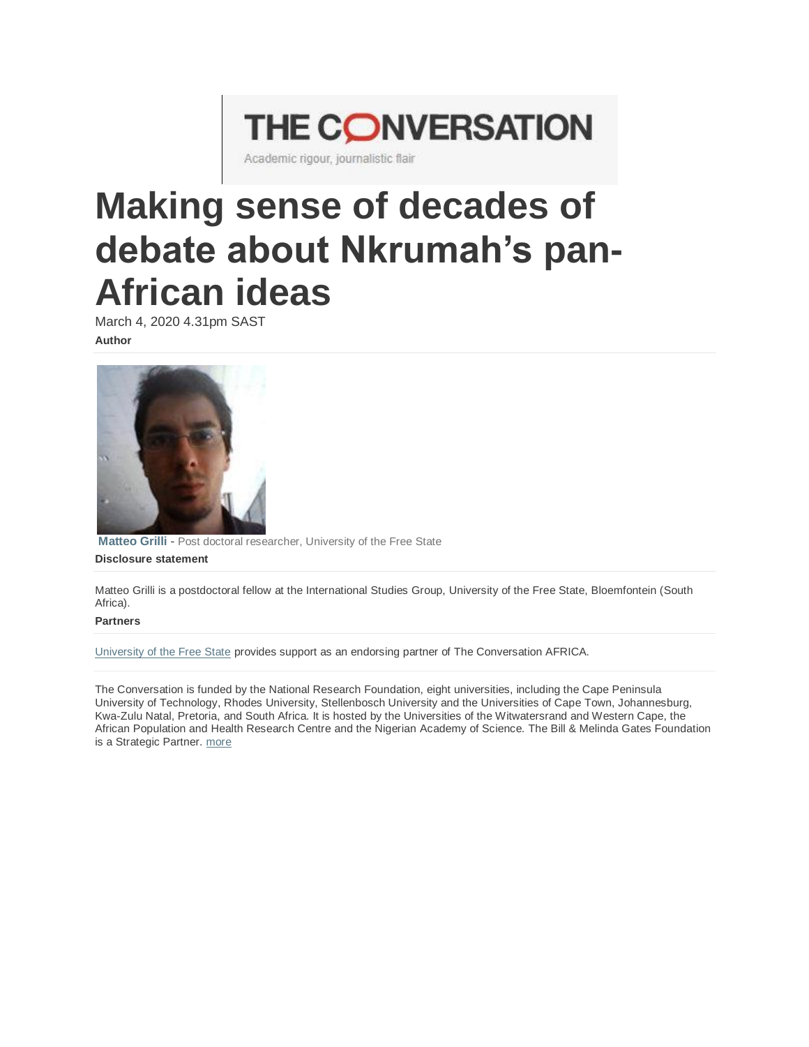THE CONVERSATION

Academic rigour, journalistic flair

# Making sense of decades of debate about Nkrumah's pan-African ideas

March 4, 2020 4.31pm SAST

**Author**

**Matteo Grilli** - Post doctoral researcher, University of the Free State

**Disclosure statement**

Matteo Grilli is a postdoctoral fellow at the International Studies Group, University of the Free State, Bloemfontein (South Africa).

**Partners**

University of the Free State provides support as an endorsing partner of The Conversation AFRICA.

The Conversation is funded by the National Research Foundation, eight universities, including the Cape Peninsula University of Technology, Rhodes University, Stellenbosch University and the Universities of Cape Town, Johannesburg, Kwa-Zulu Natal, Pretoria, and South Africa. It is hosted by the Universities of the Witwatersrand and Western Cape, the African Population and Health Research Centre and the Nigerian Academy of Science. The Bill & Melinda Gates Foundation is a Strategic Partner. more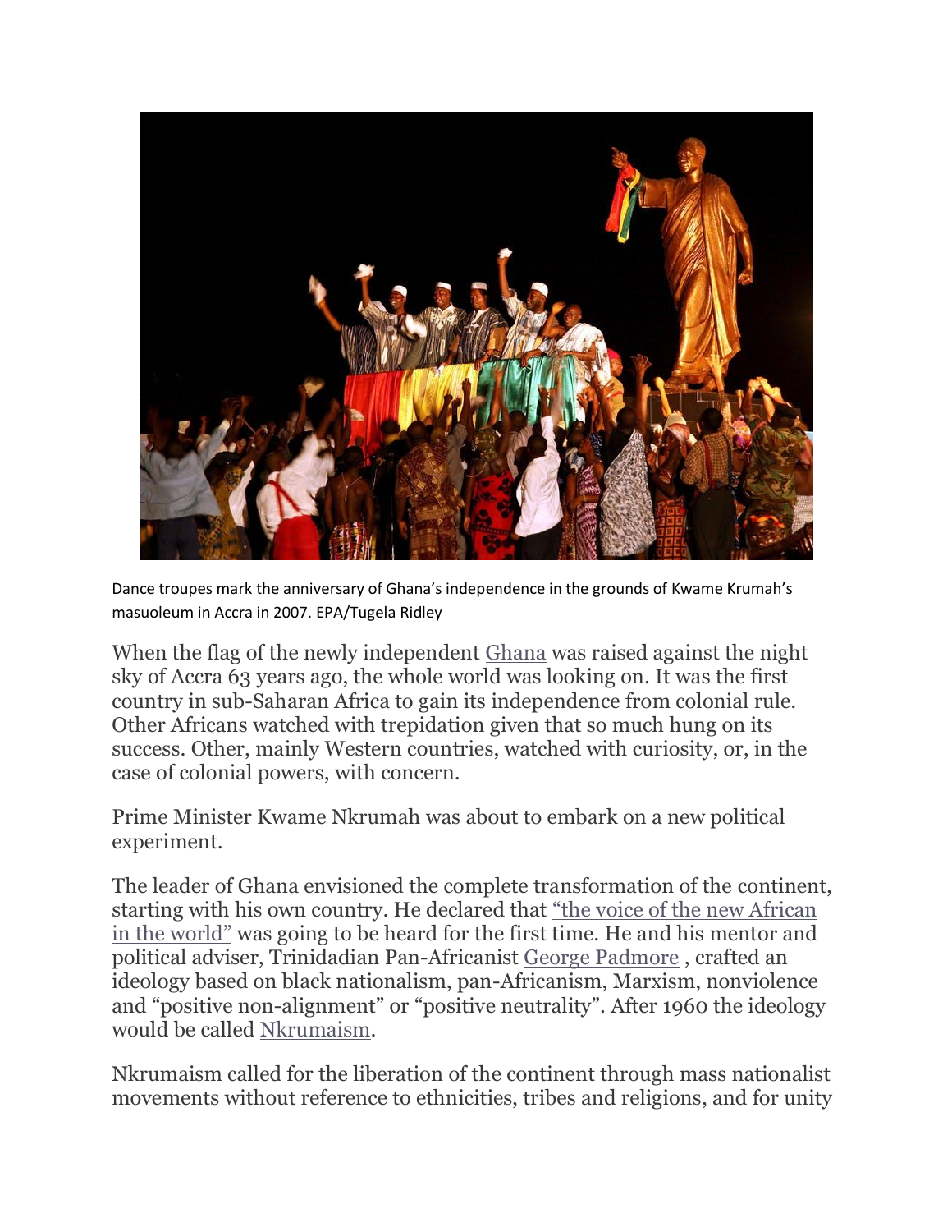Dance troupes mark the anniversary of Ghana's independence in the grounds of Kwame Krumah's masuoleum in Accra in 2007. EPA/Tugela Ridley

When the flag of the newly independent Ghana was raised against the night sky of Accra 63 years ago, the whole world was looking on. It was the first country in sub-Saharan Africa to gain its independence from colonial rule. Other Africans watched with trepidation given that so much hung on its success. Other, mainly Western countries, watched with curiosity, or, in the case of colonial powers, with concern.

Prime Minister Kwame Nkrumah was about to embark on a new political experiment.

The leader of Ghana envisioned the complete transformation of the continent, starting with his own country. He declared that "the voice of the new African in the world" was going to be heard for the first time. He and his mentor and political adviser, Trinidadian Pan-Africanist George Padmore , crafted an ideology based on black nationalism, pan-Africanism, Marxism, nonviolence and "positive non-alignment" or "positive neutrality". After 1960 the ideology would be called Nkrumaism.

Nkrumaism called for the liberation of the continent through mass nationalist movements without reference to ethnicities, tribes and religions, and for unity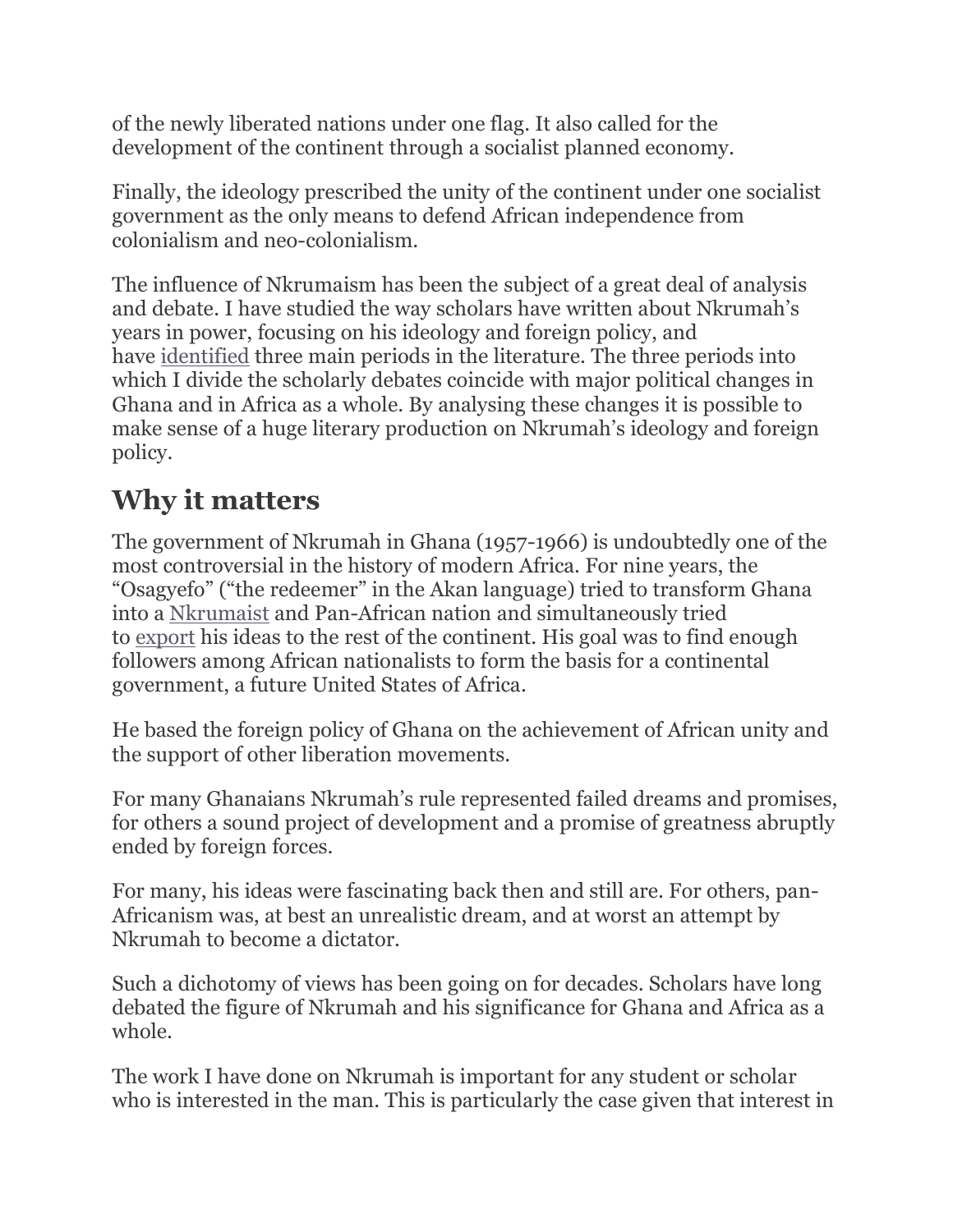of the newly liberated nations under one flag. It also called for the development of the continent through a socialist planned economy.

Finally, the ideology prescribed the unity of the continent under one socialist government as the only means to defend African independence from colonialism and neo-colonialism.

The influence of Nkrumaism has been the subject of a great deal of analysis and debate. I have studied the way scholars have written about Nkrumah's years in power, focusing on his ideology and foreign policy, and have identified three main periods in the literature. The three periods into which I divide the scholarly debates coincide with major political changes in Ghana and in Africa as a whole. By analysing these changes it is possible to make sense of a huge literary production on Nkrumah's ideology and foreign policy.

## Why it matters

The government of Nkrumah in Ghana (1957-1966) is undoubtedly one of the most controversial in the history of modern Africa. For nine years, the "Osagyefo" ("the redeemer" in the Akan language) tried to transform Ghana into a Nkrumaist and Pan-African nation and simultaneously tried to export his ideas to the rest of the continent. His goal was to find enough followers among African nationalists to form the basis for a continental government, a future United States of Africa.

He based the foreign policy of Ghana on the achievement of African unity and the support of other liberation movements.

For many Ghanaians Nkrumah's rule represented failed dreams and promises, for others a sound project of development and a promise of greatness abruptly ended by foreign forces.

For many, his ideas were fascinating back then and still are. For others, pan-Africanism was, at best an unrealistic dream, and at worst an attempt by Nkrumah to become a dictator.

Such a dichotomy of views has been going on for decades. Scholars have long debated the figure of Nkrumah and his significance for Ghana and Africa as a whole.

The work I have done on Nkrumah is important for any student or scholar who is interested in the man. This is particularly the case given that interest in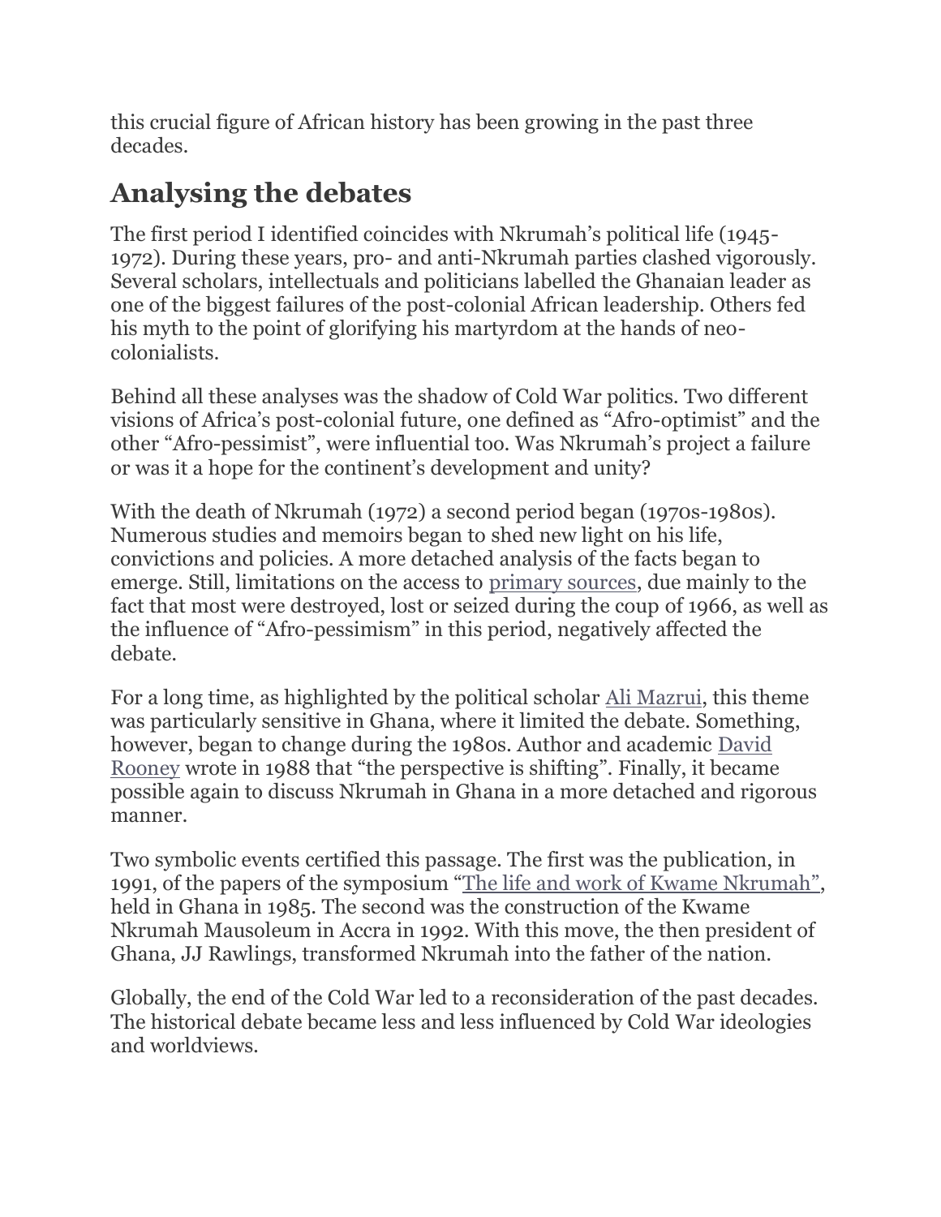this crucial figure of African history has been growing in the past three decades.

## Analysing the debates

The first period I identified coincides with Nkrumah's political life (1945-1972). During these years, pro- and anti-Nkrumah parties clashed vigorously. Several scholars, intellectuals and politicians labelled the Ghanaian leader as one of the biggest failures of the post-colonial African leadership. Others fed his myth to the point of glorifying his martyrdom at the hands of neo-colonialists.

Behind all these analyses was the shadow of Cold War politics. Two different visions of Africa's post-colonial future, one defined as "Afro-optimist" and the other "Afro-pessimist", were influential too. Was Nkrumah's project a failure or was it a hope for the continent's development and unity?

With the death of Nkrumah (1972) a second period began (1970s-1980s). Numerous studies and memoirs began to shed new light on his life, convictions and policies. A more detached analysis of the facts began to emerge. Still, limitations on the access to primary sources, due mainly to the fact that most were destroyed, lost or seized during the coup of 1966, as well as the influence of "Afro-pessimism" in this period, negatively affected the debate.

For a long time, as highlighted by the political scholar Ali Mazrui, this theme was particularly sensitive in Ghana, where it limited the debate. Something, however, began to change during the 1980s. Author and academic David Rooney wrote in 1988 that "the perspective is shifting". Finally, it became possible again to discuss Nkrumah in Ghana in a more detached and rigorous manner.

Two symbolic events certified this passage. The first was the publication, in 1991, of the papers of the symposium "The life and work of Kwame Nkrumah", held in Ghana in 1985. The second was the construction of the Kwame Nkrumah Mausoleum in Accra in 1992. With this move, the then president of Ghana, JJ Rawlings, transformed Nkrumah into the father of the nation.

Globally, the end of the Cold War led to a reconsideration of the past decades. The historical debate became less and less influenced by Cold War ideologies and worldviews.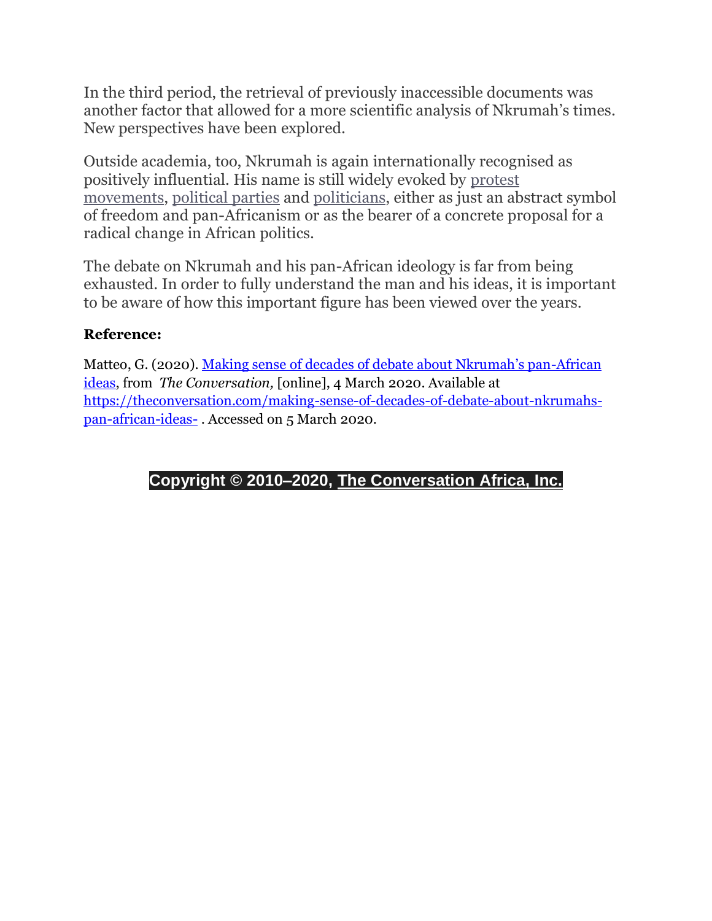In the third period, the retrieval of previously inaccessible documents was another factor that allowed for a more scientific analysis of Nkrumah's times. New perspectives have been explored.

Outside academia, too, Nkrumah is again internationally recognised as positively influential. His name is still widely evoked by protest movements, political parties and politicians, either as just an abstract symbol of freedom and pan-Africanism or as the bearer of a concrete proposal for a radical change in African politics.

The debate on Nkrumah and his pan-African ideology is far from being exhausted. In order to fully understand the man and his ideas, it is important to be aware of how this important figure has been viewed over the years.

**Reference:**

Matteo, G. (2020). Making sense of decades of debate about Nkrumah's pan-African ideas, from *The Conversation,* [online], 4 March 2020. Available at https://theconversation.com/making-sense-of-decades-of-debate-about-nkrumahs-pan-african-ideas- . Accessed on 5 March 2020.

**Copyright © 2010–2020, The Conversation Africa, Inc.**